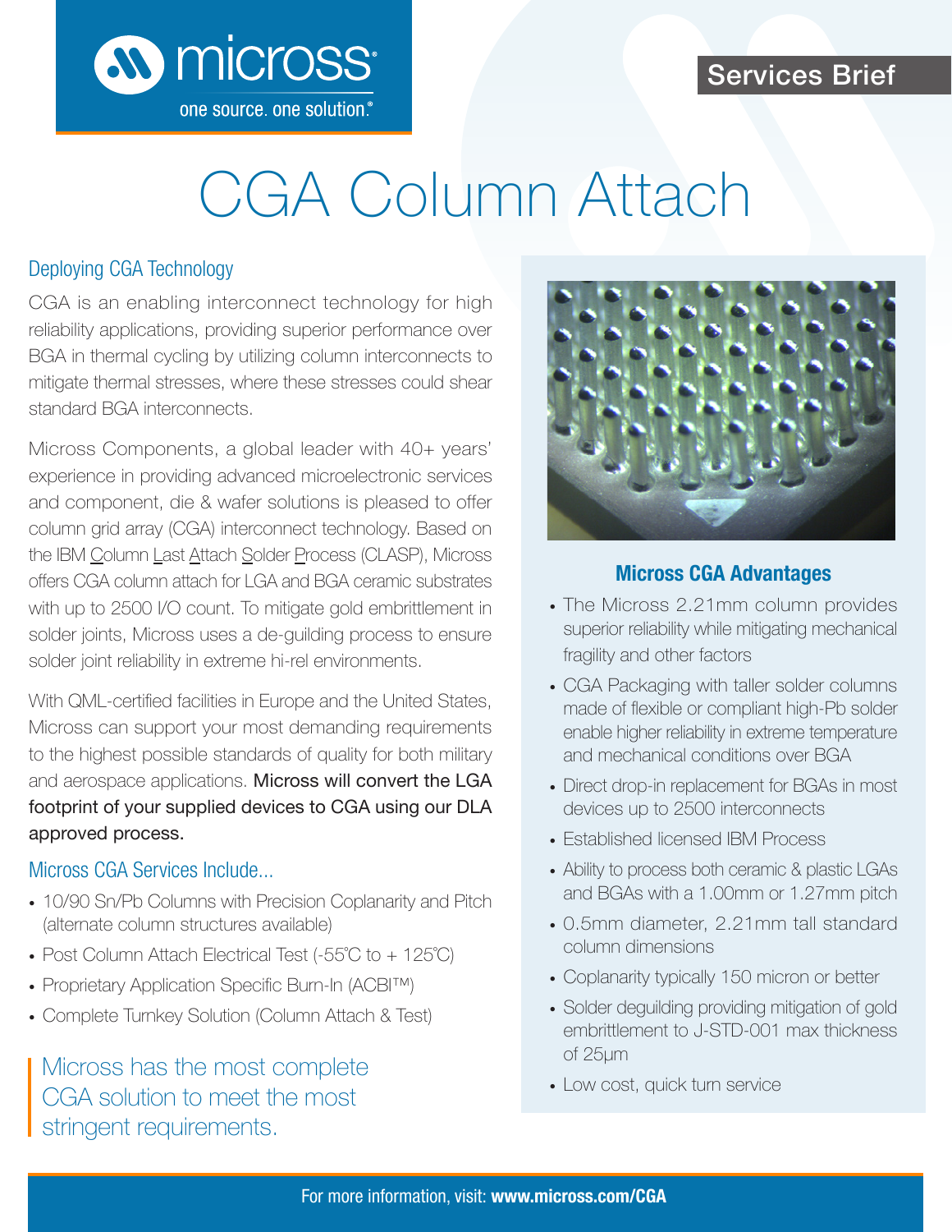# CGA Column Attach

## Deploying CGA Technology

CGA is an enabling interconnect technology for high reliability applications, providing superior performance over BGA in thermal cycling by utilizing column interconnects to mitigate thermal stresses, where these stresses could shear standard BGA interconnects.

Micross Components, a global leader with 40+ years' experience in providing advanced microelectronic services and component, die & wafer solutions is pleased to offer column grid array (CGA) interconnect technology. Based on the IBM Column Last Attach Solder Process (CLASP), Micross offers CGA column attach for LGA and BGA ceramic substrates with up to 2500 I/O count. To mitigate gold embrittlement in solder joints, Micross uses a de-guilding process to ensure solder joint reliability in extreme hi-rel environments.

With QML-certified facilities in Europe and the United States, Micross can support your most demanding requirements to the highest possible standards of quality for both military and aerospace applications. Micross will convert the LGA footprint of your supplied devices to CGA using our DLA approved process.

## Micross CGA Services Include...

- 10/90 Sn/Pb Columns with Precision Coplanarity and Pitch (alternate column structures available)
- Post Column Attach Electrical Test (-55°C to + 125°C)
- Proprietary Application Specific Burn-In (ACBI™)
- Complete Turnkey Solution (Column Attach & Test)

> Micross has the most complete CGA solution to meet the most stringent requirements.

## Micross CGA Advantages

- The Micross 2.21mm column provides superior reliability while mitigating mechanical fragility and other factors
- CGA Packaging with taller solder columns made of flexible or compliant high-Pb solder enable higher reliability in extreme temperature and mechanical conditions over BGA
- Direct drop-in replacement for BGAs in most devices up to 2500 interconnects
- Established licensed IBM Process
- Ability to process both ceramic & plastic LGAs and BGAs with a 1.00mm or 1.27mm pitch
- 0.5mm diameter, 2.21mm tall standard column dimensions
- Coplanarity typically 150 micron or better
- Solder deguilding providing mitigation of gold embrittlement to J-STD-001 max thickness of 25µm
- Low cost, quick turn service

For more information, visit: **www.micross.com/CGA**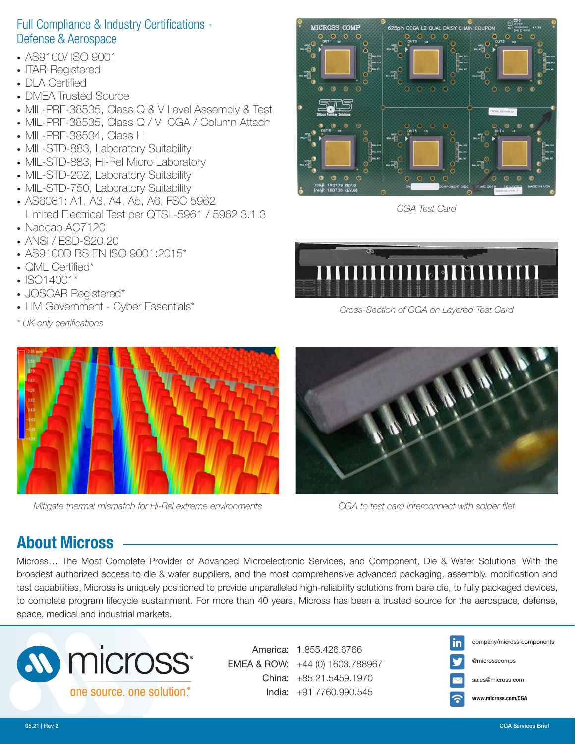## Full Compliance & Industry Certifications - Defense & Aerospace

- AS9100/ ISO 9001
- ITAR-Registered
- DLA Certified
- DMEA Trusted Source
- MIL-PRF-38535, Class Q & V Level Assembly & Test
- MIL-PRF-38535, Class Q / V CGA / Column Attach
- MIL-PRF-38534, Class H
- MIL-STD-883, Laboratory Suitability
- MIL-STD-883, Hi-Rel Micro Laboratory
- MIL-STD-202, Laboratory Suitability
- MIL-STD-750, Laboratory Suitability
- AS6081: A1, A3, A4, A5, A6, FSC 5962 Limited Electrical Test per QTSL-5961 / 5962 3.1.3
- Nadcap AC7120
- ANSI / ESD-S20.20
- AS9100D BS EN ISO 9001:2015*
- QML Certified*
- ISO14001*
- JOSCAR Registered*
- HM Government - Cyber Essentials*

*\* UK only certifications*

*CGA Test Card*

*Cross-Section of CGA on Layered Test Card*

*Mitigate thermal mismatch for Hi-Rel extreme environments*

*CGA to test card interconnect with solder filet*

## About Micross

Micross... The Most Complete Provider of Advanced Microelectronic Services, and Component, Die & Wafer Solutions. With the broadest authorized access to die & wafer suppliers, and the most comprehensive advanced packaging, assembly, modification and test capabilities, Micross is uniquely positioned to provide unparalleled high-reliability solutions from bare die, to fully packaged devices, to complete program lifecycle sustainment. For more than 40 years, Micross has been a trusted source for the aerospace, defense, space, medical and industrial markets.

micross® one source. one solution.®

America: 1.855.426.6766
EMEA & ROW: +44 (0) 1603.788967
China: +85 21.5459.1970
India: +91 7760.990.545

company/micross-components
@microsscomps
sales@micross.com
www.micross.com/CGA

05.21 | Rev 2

CGA Services Brief